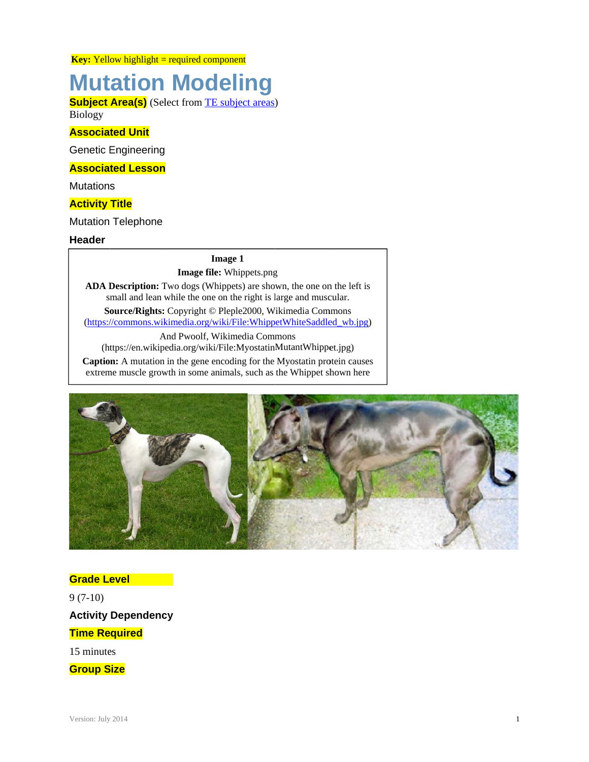**Key:** Yellow highlight = required component

# Mutation Modeling

**Subject Area(s)** (Select from TE subject areas)

Biology

### Associated Unit

Genetic Engineering

### Associated Lesson

Mutations

### Activity Title

Mutation Telephone

### Header

| **Image 1** |
|---|
| **Image file:** Whippets.png |
| **ADA Description:** Two dogs (Whippets) are shown, the one on the left is small and lean while the one on the right is large and muscular. |
| **Source/Rights:** Copyright © Pleple2000, Wikimedia Commons (https://commons.wikimedia.org/wiki/File:WhippetWhiteSaddled_wb.jpg) |
| And Pwoolf, Wikimedia Commons (https://en.wikipedia.org/wiki/File:MyostatinMutantWhippet.jpg) |
| **Caption:** A mutation in the gene encoding for the Myostatin protein causes extreme muscle growth in some animals, such as the Whippet shown here |

### Grade Level

9 (7-10)

### Activity Dependency

### Time Required

15 minutes

### Group Size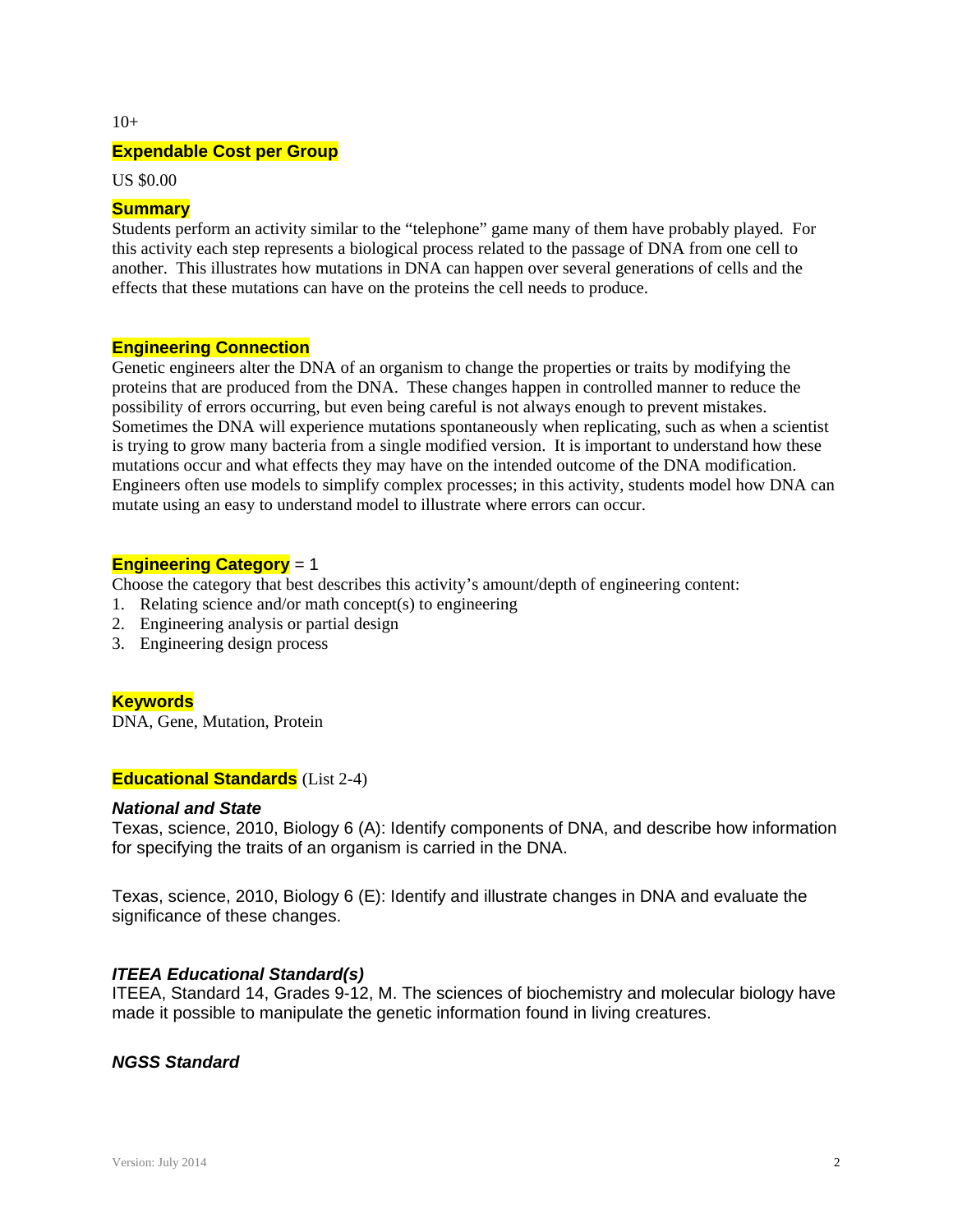10+

## Expendable Cost per Group

US $0.00

## Summary

Students perform an activity similar to the "telephone" game many of them have probably played. For this activity each step represents a biological process related to the passage of DNA from one cell to another. This illustrates how mutations in DNA can happen over several generations of cells and the effects that these mutations can have on the proteins the cell needs to produce.

## Engineering Connection

Genetic engineers alter the DNA of an organism to change the properties or traits by modifying the proteins that are produced from the DNA. These changes happen in controlled manner to reduce the possibility of errors occurring, but even being careful is not always enough to prevent mistakes. Sometimes the DNA will experience mutations spontaneously when replicating, such as when a scientist is trying to grow many bacteria from a single modified version. It is important to understand how these mutations occur and what effects they may have on the intended outcome of the DNA modification. Engineers often use models to simplify complex processes; in this activity, students model how DNA can mutate using an easy to understand model to illustrate where errors can occur.

## Engineering Category = 1

Choose the category that best describes this activity's amount/depth of engineering content:

1. Relating science and/or math concept(s) to engineering
2. Engineering analysis or partial design
3. Engineering design process

## Keywords

DNA, Gene, Mutation, Protein

## Educational Standards (List 2-4)

### *National and State*

Texas, science, 2010, Biology 6 (A): Identify components of DNA, and describe how information for specifying the traits of an organism is carried in the DNA.

Texas, science, 2010, Biology 6 (E): Identify and illustrate changes in DNA and evaluate the significance of these changes.

### *ITEEA Educational Standard(s)*

ITEEA, Standard 14, Grades 9-12, M. The sciences of biochemistry and molecular biology have made it possible to manipulate the genetic information found in living creatures.

### *NGSS Standard*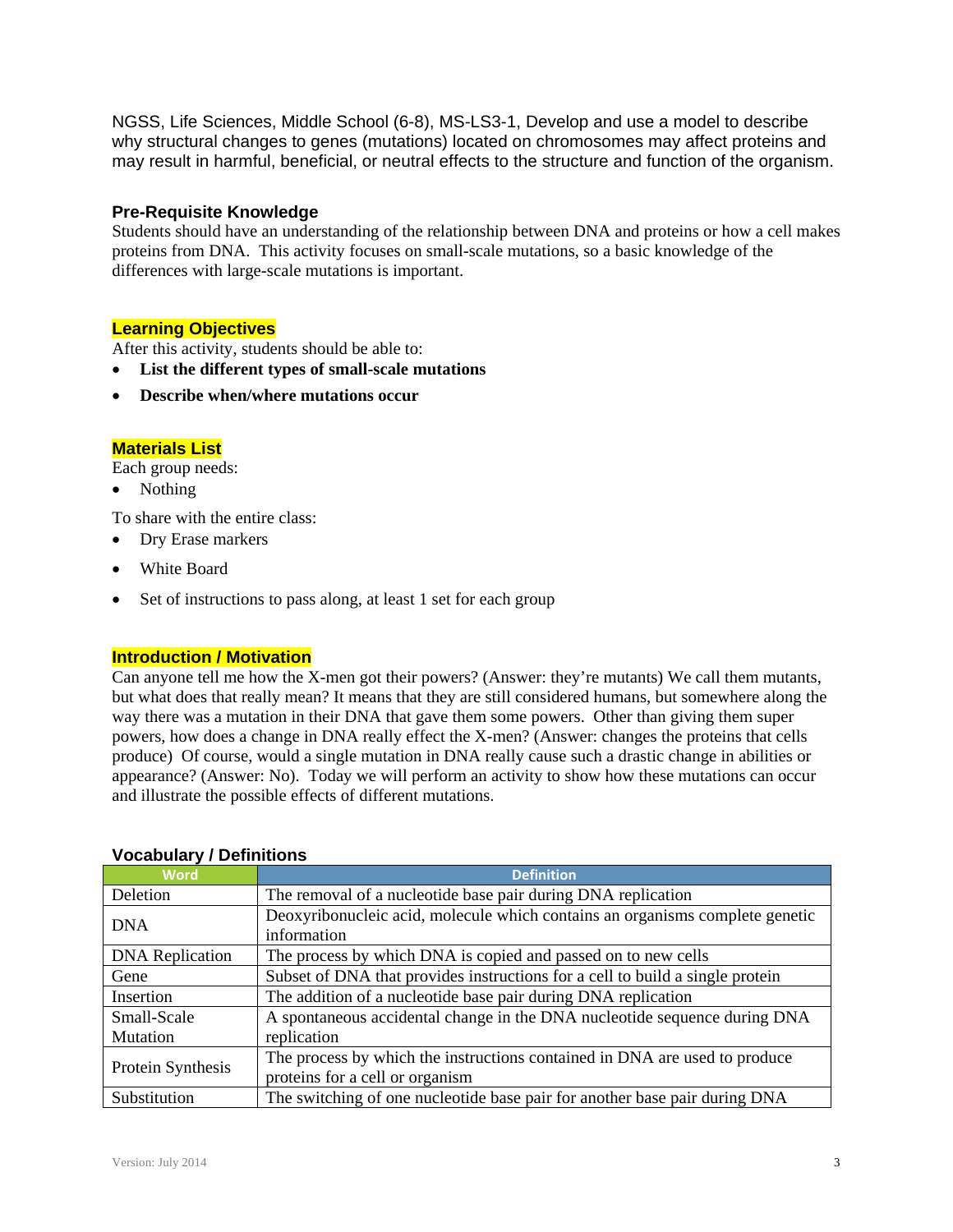NGSS, Life Sciences, Middle School (6-8), MS-LS3-1, Develop and use a model to describe why structural changes to genes (mutations) located on chromosomes may affect proteins and may result in harmful, beneficial, or neutral effects to the structure and function of the organism.

### Pre-Requisite Knowledge

Students should have an understanding of the relationship between DNA and proteins or how a cell makes proteins from DNA. This activity focuses on small-scale mutations, so a basic knowledge of the differences with large-scale mutations is important.

### Learning Objectives

After this activity, students should be able to:

- **List the different types of small-scale mutations**
- **Describe when/where mutations occur**

### Materials List

Each group needs:

- Nothing

To share with the entire class:

- Dry Erase markers
- White Board
- Set of instructions to pass along, at least 1 set for each group

### Introduction / Motivation

Can anyone tell me how the X-men got their powers? (Answer: they're mutants) We call them mutants, but what does that really mean? It means that they are still considered humans, but somewhere along the way there was a mutation in their DNA that gave them some powers. Other than giving them super powers, how does a change in DNA really effect the X-men? (Answer: changes the proteins that cells produce) Of course, would a single mutation in DNA really cause such a drastic change in abilities or appearance? (Answer: No). Today we will perform an activity to show how these mutations can occur and illustrate the possible effects of different mutations.

### Vocabulary / Definitions

| Word | Definition |
|---|---|
| Deletion | The removal of a nucleotide base pair during DNA replication |
| DNA | Deoxyribonucleic acid, molecule which contains an organisms complete genetic information |
| DNA Replication | The process by which DNA is copied and passed on to new cells |
| Gene | Subset of DNA that provides instructions for a cell to build a single protein |
| Insertion | The addition of a nucleotide base pair during DNA replication |
| Small-Scale Mutation | A spontaneous accidental change in the DNA nucleotide sequence during DNA replication |
| Protein Synthesis | The process by which the instructions contained in DNA are used to produce proteins for a cell or organism |
| Substitution | The switching of one nucleotide base pair for another base pair during DNA |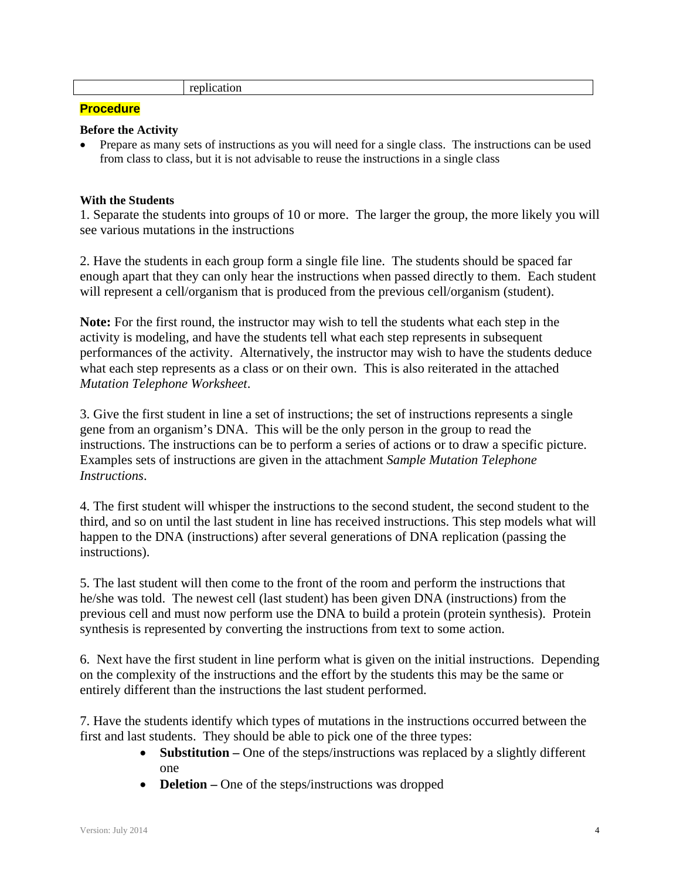| | replication |
|---|---|

## Procedure

**Before the Activity**

- Prepare as many sets of instructions as you will need for a single class. The instructions can be used from class to class, but it is not advisable to reuse the instructions in a single class

**With the Students**

1. Separate the students into groups of 10 or more. The larger the group, the more likely you will see various mutations in the instructions

2. Have the students in each group form a single file line. The students should be spaced far enough apart that they can only hear the instructions when passed directly to them. Each student will represent a cell/organism that is produced from the previous cell/organism (student).

**Note:** For the first round, the instructor may wish to tell the students what each step in the activity is modeling, and have the students tell what each step represents in subsequent performances of the activity. Alternatively, the instructor may wish to have the students deduce what each step represents as a class or on their own. This is also reiterated in the attached *Mutation Telephone Worksheet*.

3. Give the first student in line a set of instructions; the set of instructions represents a single gene from an organism's DNA. This will be the only person in the group to read the instructions. The instructions can be to perform a series of actions or to draw a specific picture. Examples sets of instructions are given in the attachment *Sample Mutation Telephone Instructions*.

4. The first student will whisper the instructions to the second student, the second student to the third, and so on until the last student in line has received instructions. This step models what will happen to the DNA (instructions) after several generations of DNA replication (passing the instructions).

5. The last student will then come to the front of the room and perform the instructions that he/she was told. The newest cell (last student) has been given DNA (instructions) from the previous cell and must now perform use the DNA to build a protein (protein synthesis). Protein synthesis is represented by converting the instructions from text to some action.

6. Next have the first student in line perform what is given on the initial instructions. Depending on the complexity of the instructions and the effort by the students this may be the same or entirely different than the instructions the last student performed.

7. Have the students identify which types of mutations in the instructions occurred between the first and last students. They should be able to pick one of the three types:

- **Substitution –** One of the steps/instructions was replaced by a slightly different one
- **Deletion –** One of the steps/instructions was dropped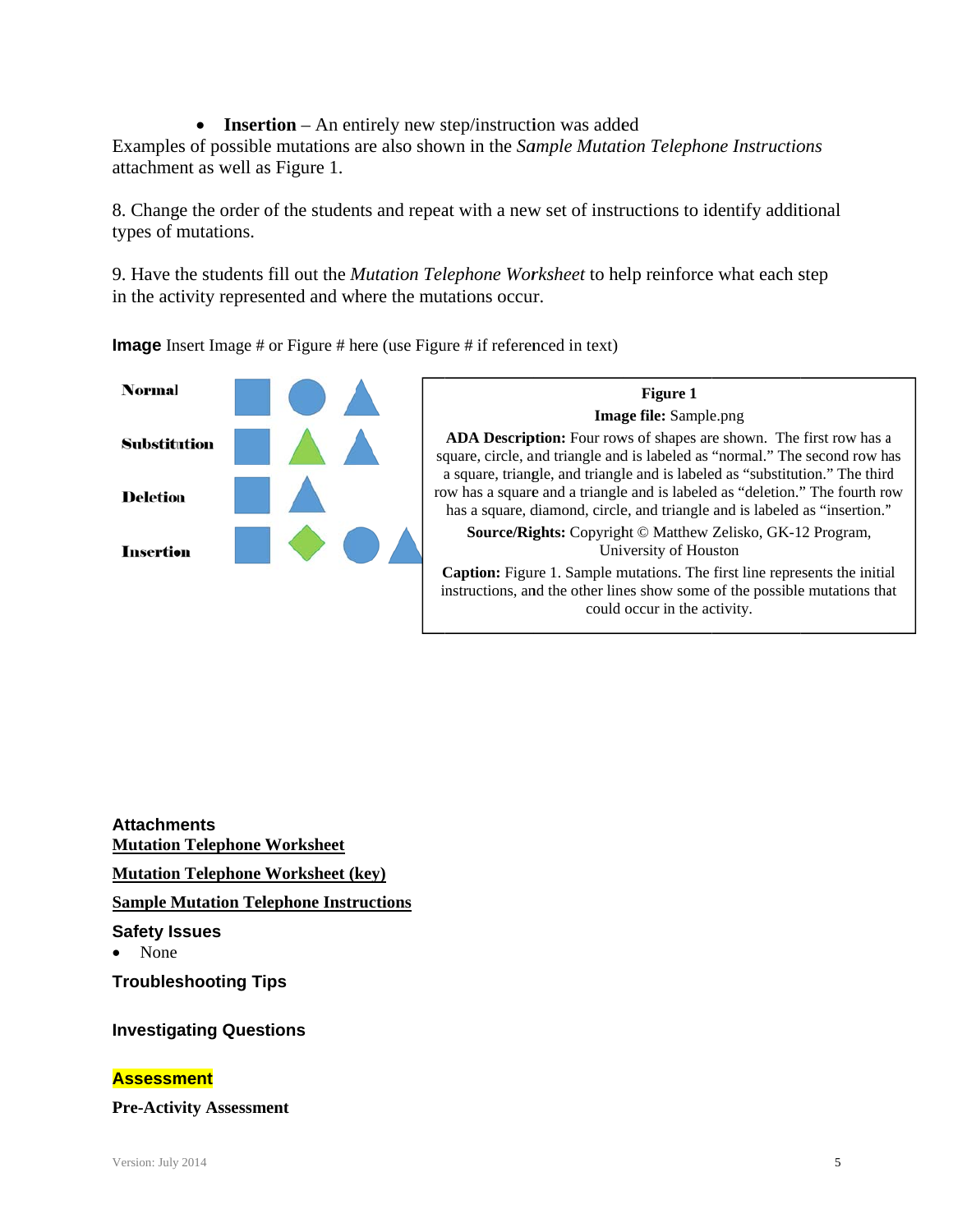- **Insertion** – An entirely new step/instruction was added

Examples of possible mutations are also shown in the *Sample Mutation Telephone Instructions* attachment as well as Figure 1.

8. Change the order of the students and repeat with a new set of instructions to identify additional types of mutations.

9. Have the students fill out the *Mutation Telephone Worksheet* to help reinforce what each step in the activity represented and where the mutations occur.

**Image** Insert Image # or Figure # here (use Figure # if referenced in text)

Normal

Substitution

Deletion

Insertion

**Figure 1**

**Image file:** Sample.png

**ADA Description:** Four rows of shapes are shown. The first row has a square, circle, and triangle and is labeled as "normal." The second row has a square, triangle, and triangle and is labeled as "substitution." The third row has a square and a triangle and is labeled as "deletion." The fourth row has a square, diamond, circle, and triangle and is labeled as "insertion."

**Source/Rights:** Copyright © Matthew Zelisko, GK-12 Program, University of Houston

**Caption:** Figure 1. Sample mutations. The first line represents the initial instructions, and the other lines show some of the possible mutations that could occur in the activity.

## Attachments

**Mutation Telephone Worksheet**

**Mutation Telephone Worksheet (key)**

**Sample Mutation Telephone Instructions**

## Safety Issues

- None

## Troubleshooting Tips

## Investigating Questions

## Assessment

**Pre-Activity Assessment**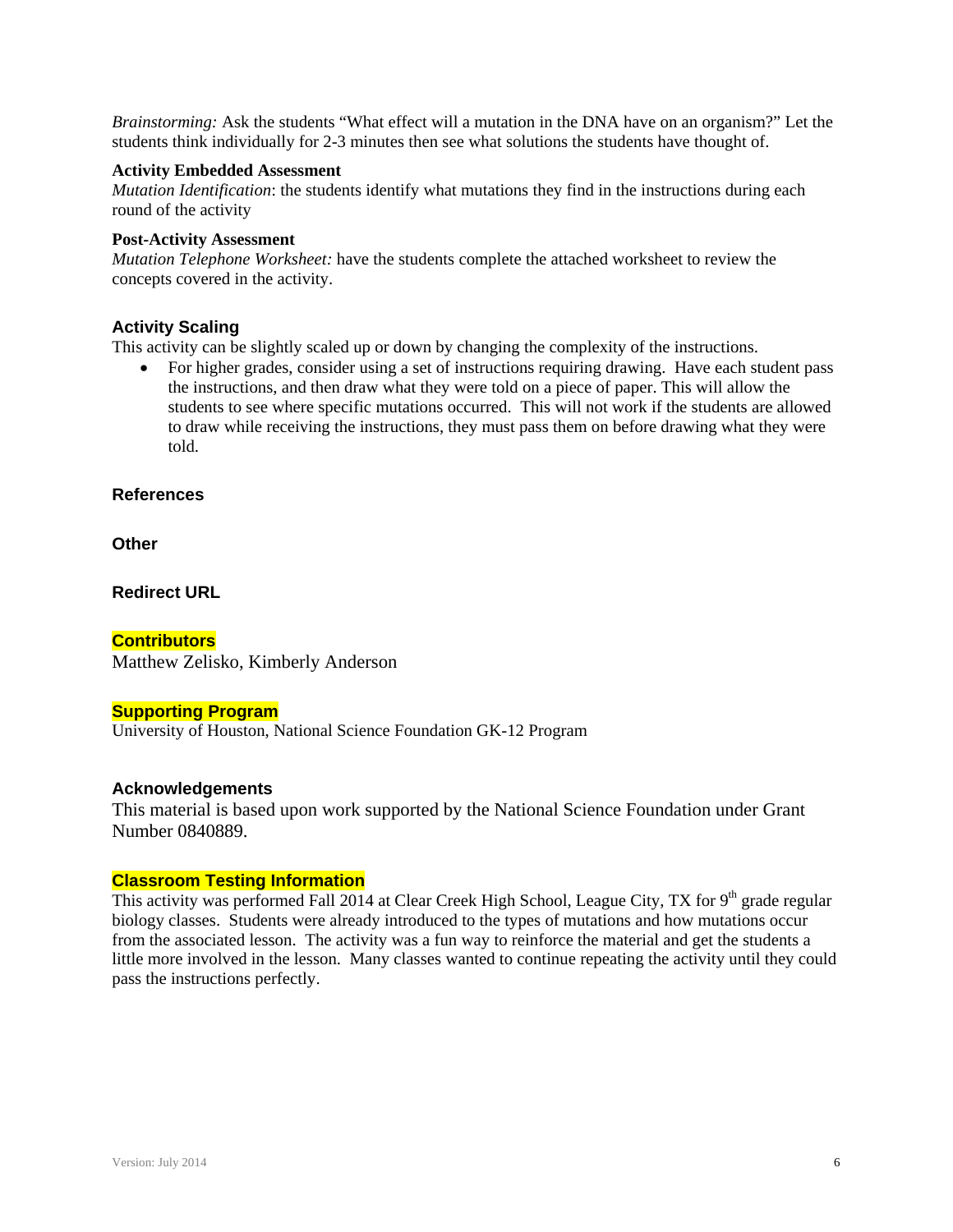*Brainstorming:* Ask the students "What effect will a mutation in the DNA have on an organism?" Let the students think individually for 2-3 minutes then see what solutions the students have thought of.

**Activity Embedded Assessment**

*Mutation Identification*: the students identify what mutations they find in the instructions during each round of the activity

**Post-Activity Assessment**

*Mutation Telephone Worksheet:* have the students complete the attached worksheet to review the concepts covered in the activity.

### Activity Scaling

This activity can be slightly scaled up or down by changing the complexity of the instructions.

- For higher grades, consider using a set of instructions requiring drawing. Have each student pass the instructions, and then draw what they were told on a piece of paper. This will allow the students to see where specific mutations occurred. This will not work if the students are allowed to draw while receiving the instructions, they must pass them on before drawing what they were told.

### References

### Other

### Redirect URL

### Contributors

Matthew Zelisko, Kimberly Anderson

### Supporting Program

University of Houston, National Science Foundation GK-12 Program

### Acknowledgements

This material is based upon work supported by the National Science Foundation under Grant Number 0840889.

### Classroom Testing Information

This activity was performed Fall 2014 at Clear Creek High School, League City, TX for 9th grade regular biology classes. Students were already introduced to the types of mutations and how mutations occur from the associated lesson. The activity was a fun way to reinforce the material and get the students a little more involved in the lesson. Many classes wanted to continue repeating the activity until they could pass the instructions perfectly.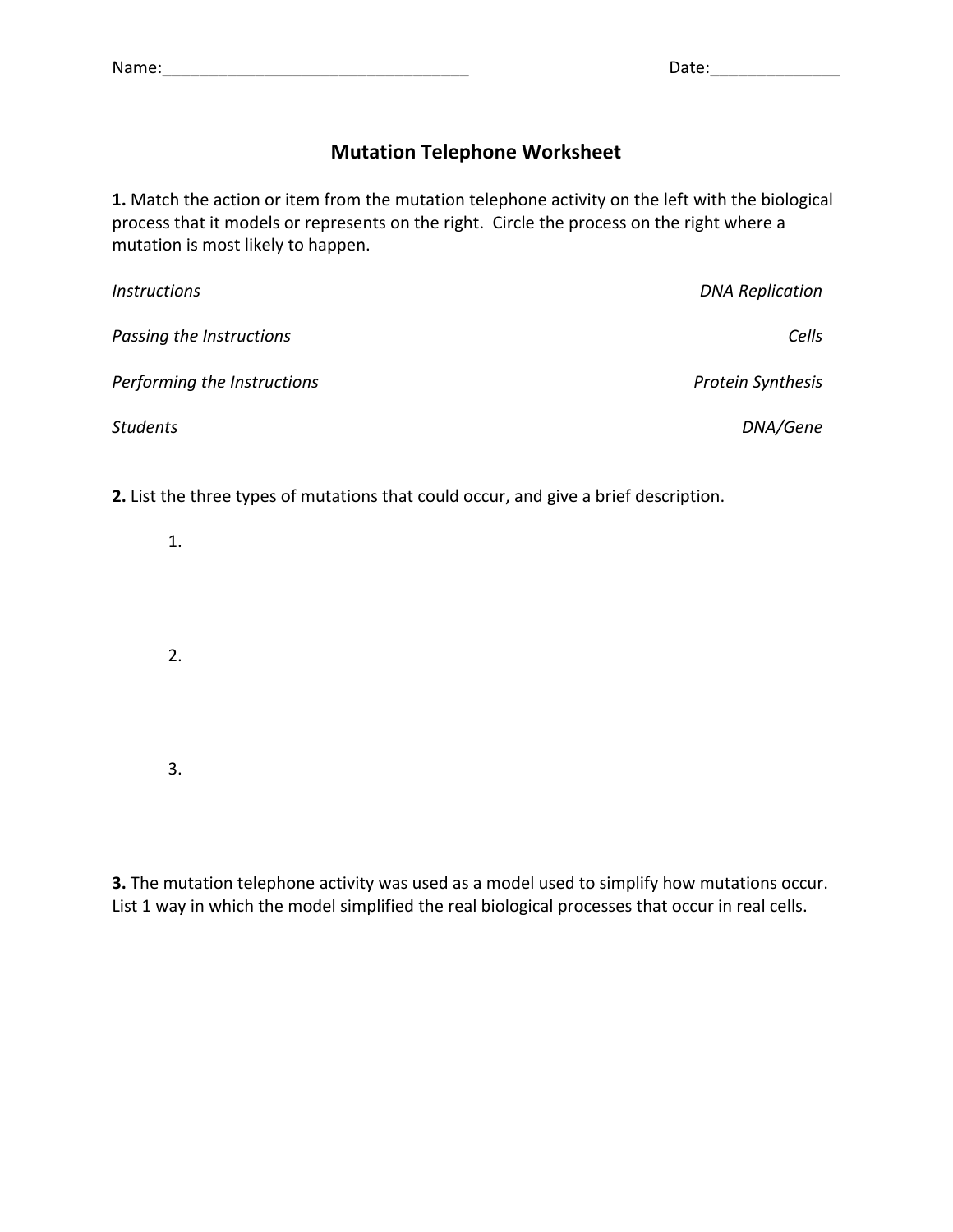Name:________________________________ Date:______________

# Mutation Telephone Worksheet

**1.** Match the action or item from the mutation telephone activity on the left with the biological process that it models or represents on the right. Circle the process on the right where a mutation is most likely to happen.

| | |
|---|---|
| *Instructions* | *DNA Replication* |
| *Passing the Instructions* | *Cells* |
| *Performing the Instructions* | *Protein Synthesis* |
| *Students* | *DNA/Gene* |

**2.** List the three types of mutations that could occur, and give a brief description.

1.

2.

3.

**3.** The mutation telephone activity was used as a model used to simplify how mutations occur. List 1 way in which the model simplified the real biological processes that occur in real cells.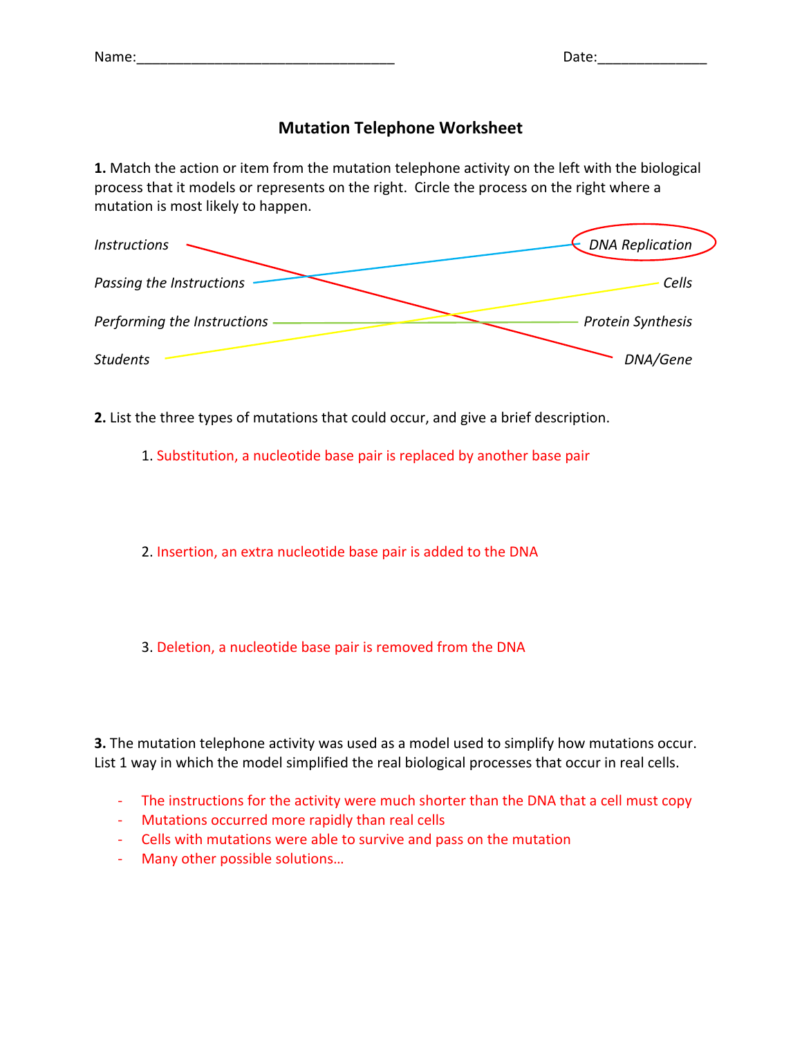Name:_________________________________ Date:______________

## Mutation Telephone Worksheet

**1.** Match the action or item from the mutation telephone activity on the left with the biological process that it models or represents on the right. Circle the process on the right where a mutation is most likely to happen.

| | |
|---|---|
| *Instructions* | *DNA Replication* |
| *Passing the Instructions* | *Cells* |
| *Performing the Instructions* | *Protein Synthesis* |
| *Students* | *DNA/Gene* |

**2.** List the three types of mutations that could occur, and give a brief description.

1. Substitution, a nucleotide base pair is replaced by another base pair

2. Insertion, an extra nucleotide base pair is added to the DNA

3. Deletion, a nucleotide base pair is removed from the DNA

**3.** The mutation telephone activity was used as a model used to simplify how mutations occur. List 1 way in which the model simplified the real biological processes that occur in real cells.

- The instructions for the activity were much shorter than the DNA that a cell must copy
- Mutations occurred more rapidly than real cells
- Cells with mutations were able to survive and pass on the mutation
- Many other possible solutions…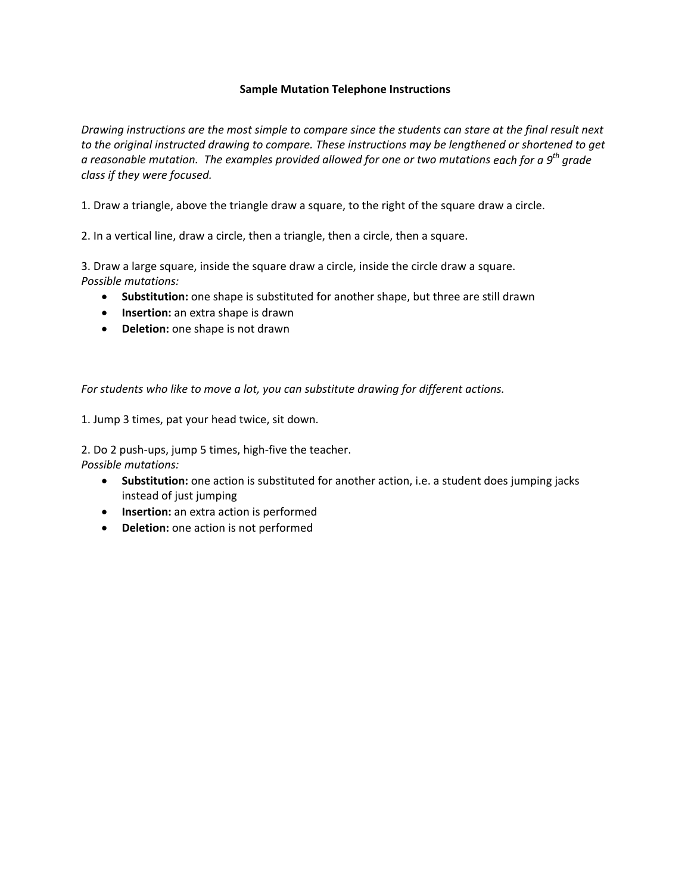# Sample Mutation Telephone Instructions

*Drawing instructions are the most simple to compare since the students can stare at the final result next to the original instructed drawing to compare. These instructions may be lengthened or shortened to get a reasonable mutation. The examples provided allowed for one or two mutations each for a 9th grade class if they were focused.*

1. Draw a triangle, above the triangle draw a square, to the right of the square draw a circle.

2. In a vertical line, draw a circle, then a triangle, then a circle, then a square.

3. Draw a large square, inside the square draw a circle, inside the circle draw a square.

*Possible mutations:*

- **Substitution:** one shape is substituted for another shape, but three are still drawn
- **Insertion:** an extra shape is drawn
- **Deletion:** one shape is not drawn

*For students who like to move a lot, you can substitute drawing for different actions.*

1. Jump 3 times, pat your head twice, sit down.

2. Do 2 push-ups, jump 5 times, high-five the teacher.

*Possible mutations:*

- **Substitution:** one action is substituted for another action, i.e. a student does jumping jacks instead of just jumping
- **Insertion:** an extra action is performed
- **Deletion:** one action is not performed